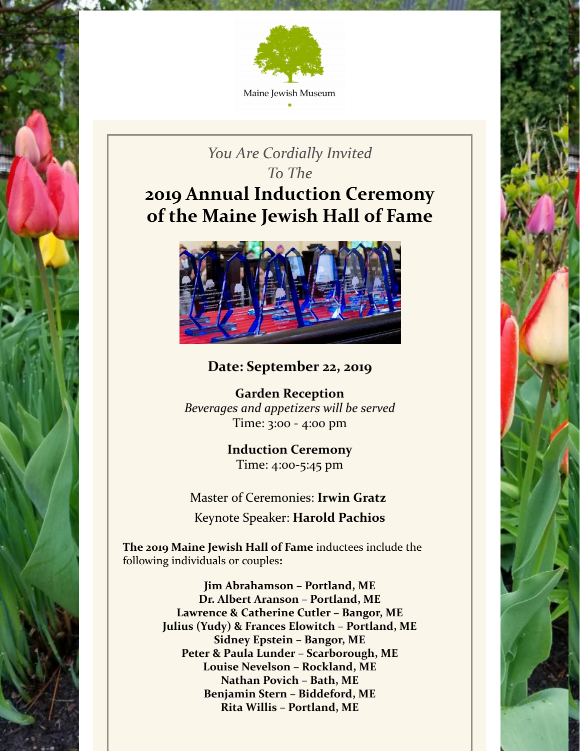Maine Jewish Museum

*You Are Cordially Invited*
*To The*

# 2019 Annual Induction Ceremony of the Maine Jewish Hall of Fame

**Date: September 22, 2019**

**Garden Reception**
*Beverages and appetizers will be served*
Time: 3:00 - 4:00 pm

**Induction Ceremony**
Time: 4:00-5:45 pm

Master of Ceremonies: **Irwin Gratz**

Keynote Speaker: **Harold Pachios**

**The 2019 Maine Jewish Hall of Fame** inductees include the following individuals or couples**:**

**Jim Abrahamson – Portland, ME**
**Dr. Albert Aranson – Portland, ME**
**Lawrence & Catherine Cutler – Bangor, ME**
**Julius (Yudy) & Frances Elowitch – Portland, ME**
**Sidney Epstein – Bangor, ME**
**Peter & Paula Lunder – Scarborough, ME**
**Louise Nevelson – Rockland, ME**
**Nathan Povich – Bath, ME**
**Benjamin Stern – Biddeford, ME**
**Rita Willis – Portland, ME**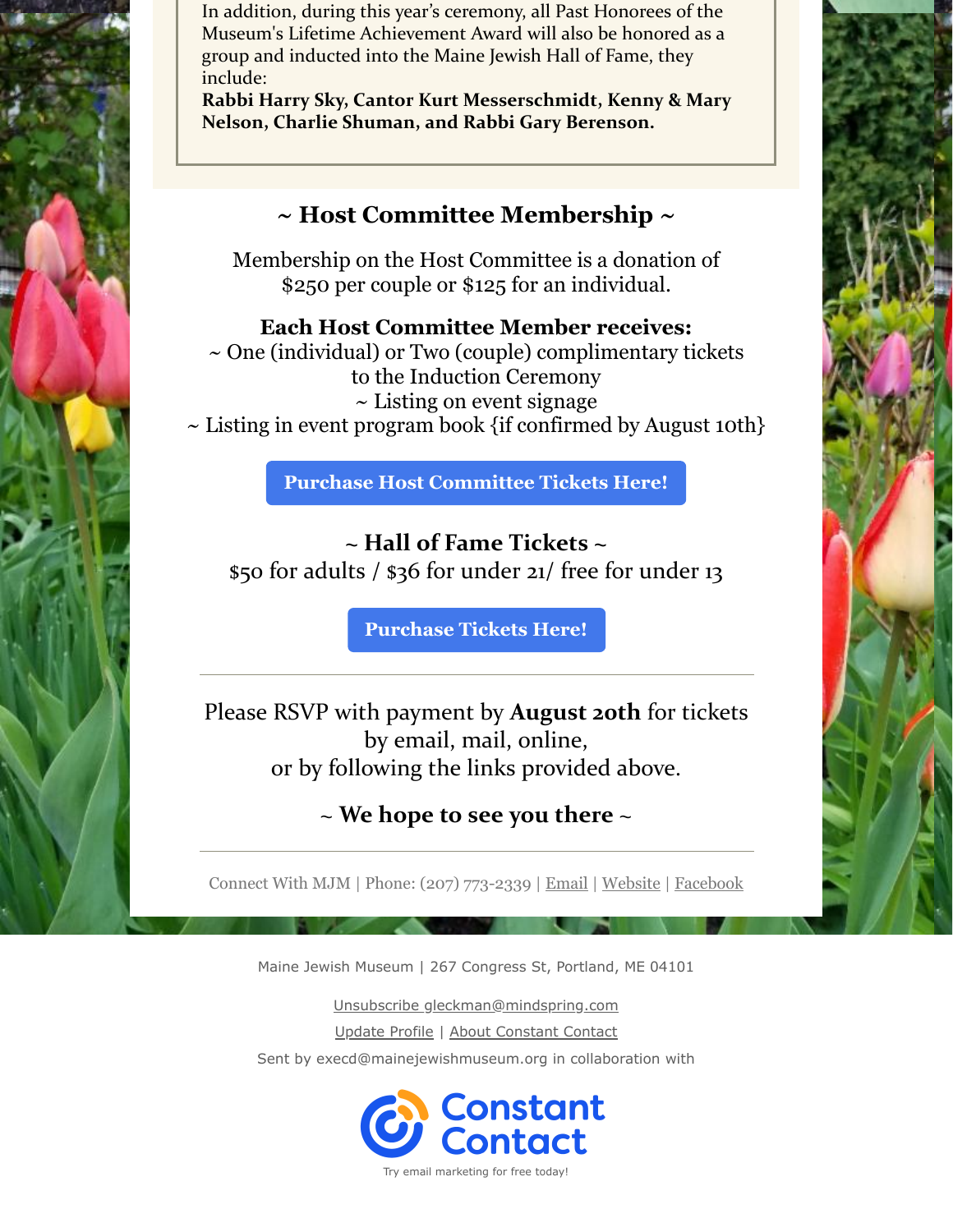In addition, during this year's ceremony, all Past Honorees of the Museum's Lifetime Achievement Award will also be honored as a group and inducted into the Maine Jewish Hall of Fame, they include:
**Rabbi Harry Sky, Cantor Kurt Messerschmidt, Kenny & Mary Nelson, Charlie Shuman, and Rabbi Gary Berenson.**

## ~ Host Committee Membership ~

Membership on the Host Committee is a donation of $250 per couple or $125 for an individual.

**Each Host Committee Member receives:**
~ One (individual) or Two (couple) complimentary tickets to the Induction Ceremony
~ Listing on event signage
~ Listing in event program book {if confirmed by August 10th}

**Purchase Host Committee Tickets Here!**

## ~ Hall of Fame Tickets ~

$50 for adults / $36 for under 21/ free for under 13

**Purchase Tickets Here!**

---

Please RSVP with payment by **August 20th** for tickets by email, mail, online, or by following the links provided above.

**~ We hope to see you there ~**

---

Connect With MJM | Phone: (207) 773-2339 | Email | Website | Facebook

Maine Jewish Museum | 267 Congress St, Portland, ME 04101

Unsubscribe gleckman@mindspring.com

Update Profile | About Constant Contact

Sent by execd@mainejewishmuseum.org in collaboration with

Constant Contact

Try email marketing for free today!